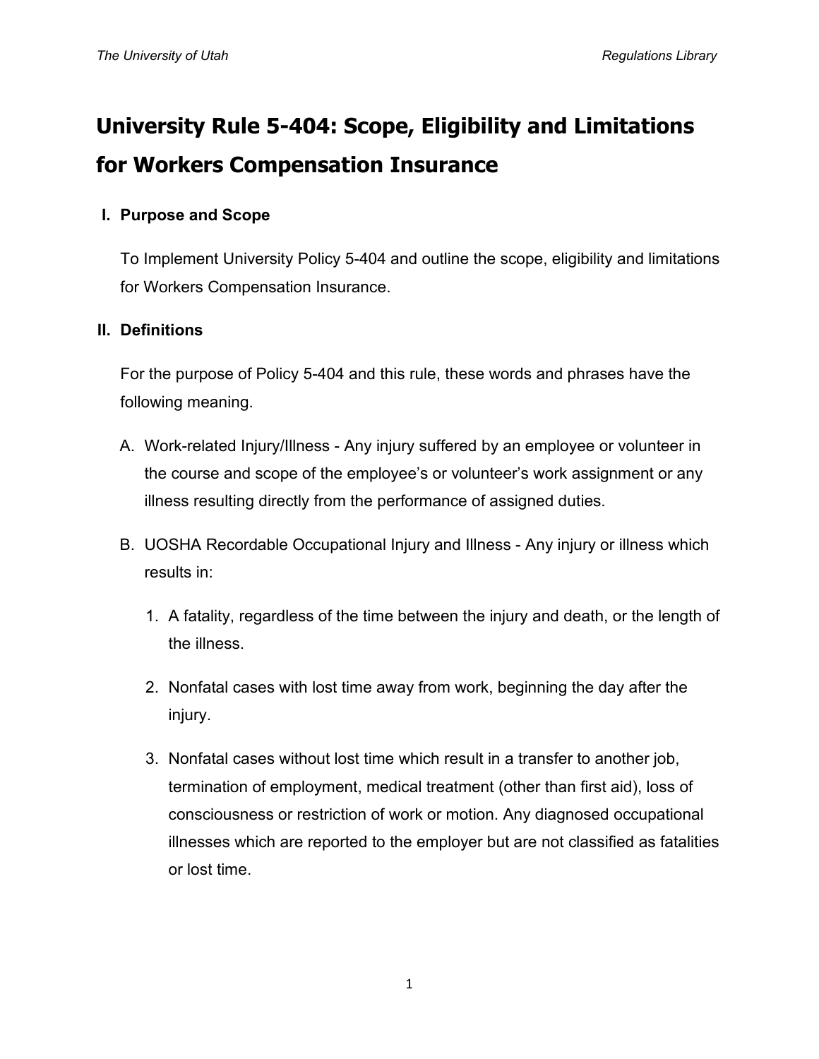# University Rule 5-404: Scope, Eligibility and Limitations for Workers Compensation Insurance

## I. Purpose and Scope

To Implement University Policy 5-404 and outline the scope, eligibility and limitations for Workers Compensation Insurance.

## II. Definitions

For the purpose of Policy 5-404 and this rule, these words and phrases have the following meaning.

A. Work-related Injury/Illness - Any injury suffered by an employee or volunteer in the course and scope of the employee's or volunteer's work assignment or any illness resulting directly from the performance of assigned duties.

B. UOSHA Recordable Occupational Injury and Illness - Any injury or illness which results in:

1. A fatality, regardless of the time between the injury and death, or the length of the illness.

2. Nonfatal cases with lost time away from work, beginning the day after the injury.

3. Nonfatal cases without lost time which result in a transfer to another job, termination of employment, medical treatment (other than first aid), loss of consciousness or restriction of work or motion. Any diagnosed occupational illnesses which are reported to the employer but are not classified as fatalities or lost time.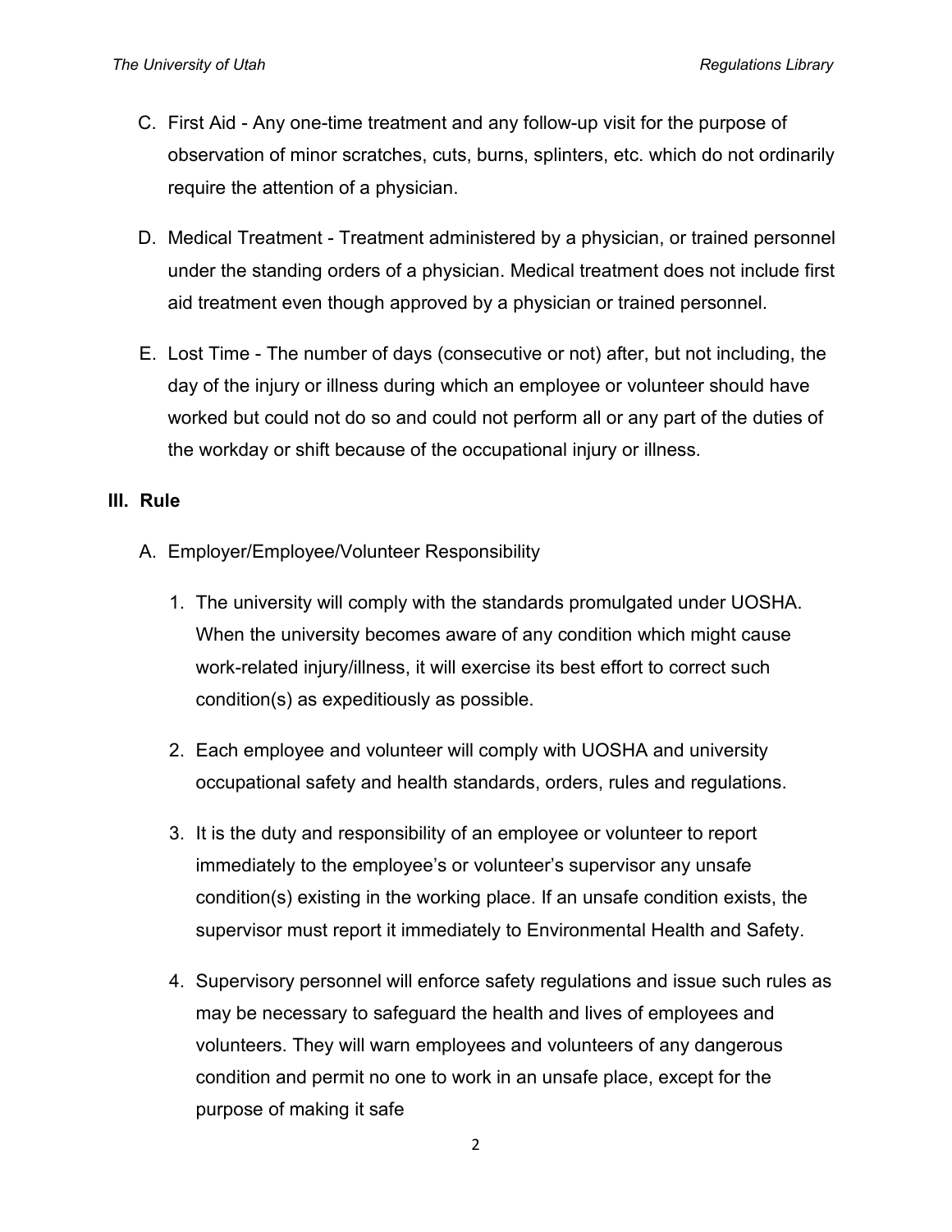C. First Aid - Any one-time treatment and any follow-up visit for the purpose of observation of minor scratches, cuts, burns, splinters, etc. which do not ordinarily require the attention of a physician.

D. Medical Treatment - Treatment administered by a physician, or trained personnel under the standing orders of a physician. Medical treatment does not include first aid treatment even though approved by a physician or trained personnel.

E. Lost Time - The number of days (consecutive or not) after, but not including, the day of the injury or illness during which an employee or volunteer should have worked but could not do so and could not perform all or any part of the duties of the workday or shift because of the occupational injury or illness.

## III. Rule

A. Employer/Employee/Volunteer Responsibility

1. The university will comply with the standards promulgated under UOSHA. When the university becomes aware of any condition which might cause work-related injury/illness, it will exercise its best effort to correct such condition(s) as expeditiously as possible.

2. Each employee and volunteer will comply with UOSHA and university occupational safety and health standards, orders, rules and regulations.

3. It is the duty and responsibility of an employee or volunteer to report immediately to the employee's or volunteer's supervisor any unsafe condition(s) existing in the working place. If an unsafe condition exists, the supervisor must report it immediately to Environmental Health and Safety.

4. Supervisory personnel will enforce safety regulations and issue such rules as may be necessary to safeguard the health and lives of employees and volunteers. They will warn employees and volunteers of any dangerous condition and permit no one to work in an unsafe place, except for the purpose of making it safe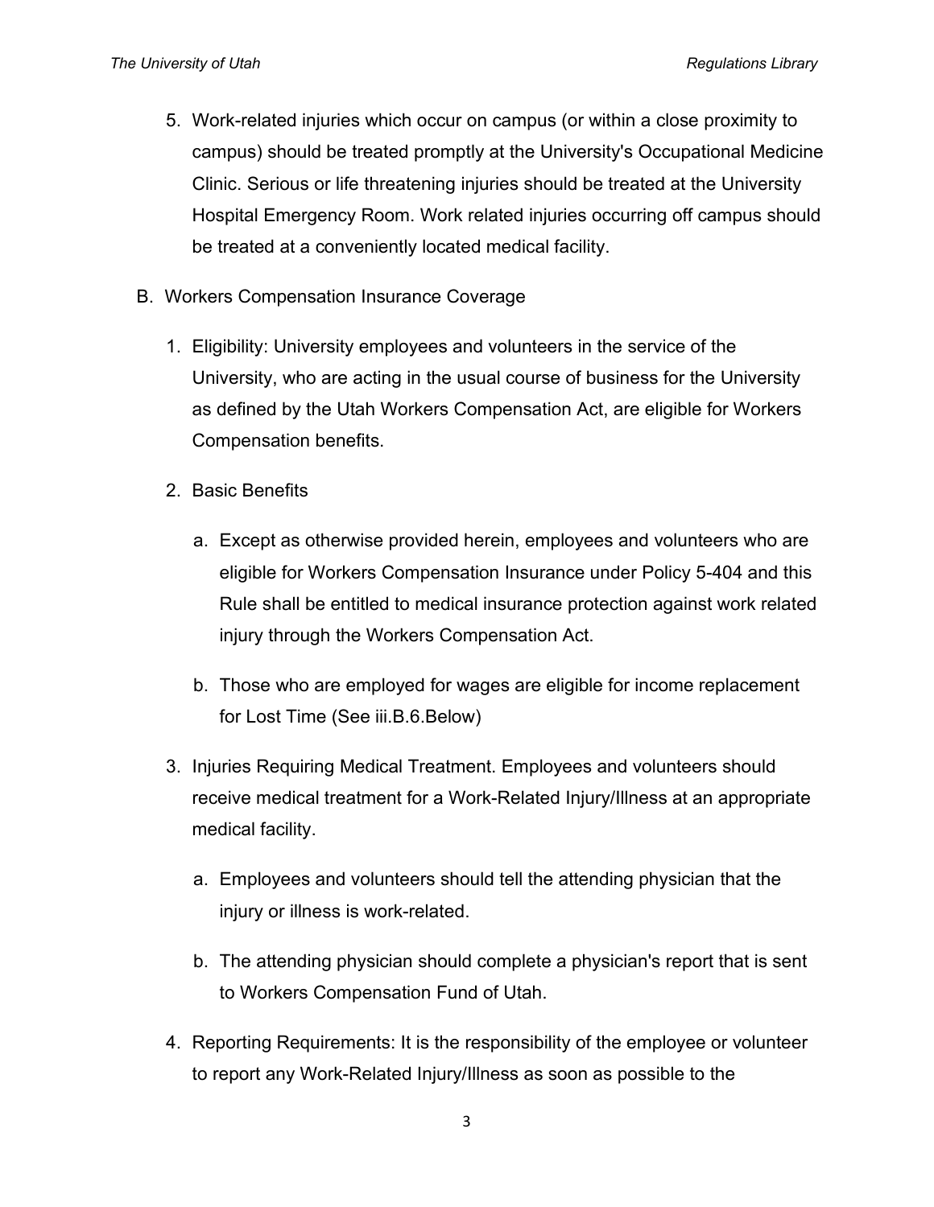5. Work-related injuries which occur on campus (or within a close proximity to campus) should be treated promptly at the University's Occupational Medicine Clinic. Serious or life threatening injuries should be treated at the University Hospital Emergency Room. Work related injuries occurring off campus should be treated at a conveniently located medical facility.

B. Workers Compensation Insurance Coverage

1. Eligibility: University employees and volunteers in the service of the University, who are acting in the usual course of business for the University as defined by the Utah Workers Compensation Act, are eligible for Workers Compensation benefits.

2. Basic Benefits

   a. Except as otherwise provided herein, employees and volunteers who are eligible for Workers Compensation Insurance under Policy 5-404 and this Rule shall be entitled to medical insurance protection against work related injury through the Workers Compensation Act.

   b. Those who are employed for wages are eligible for income replacement for Lost Time (See iii.B.6.Below)

3. Injuries Requiring Medical Treatment. Employees and volunteers should receive medical treatment for a Work-Related Injury/Illness at an appropriate medical facility.

   a. Employees and volunteers should tell the attending physician that the injury or illness is work-related.

   b. The attending physician should complete a physician's report that is sent to Workers Compensation Fund of Utah.

4. Reporting Requirements: It is the responsibility of the employee or volunteer to report any Work-Related Injury/Illness as soon as possible to the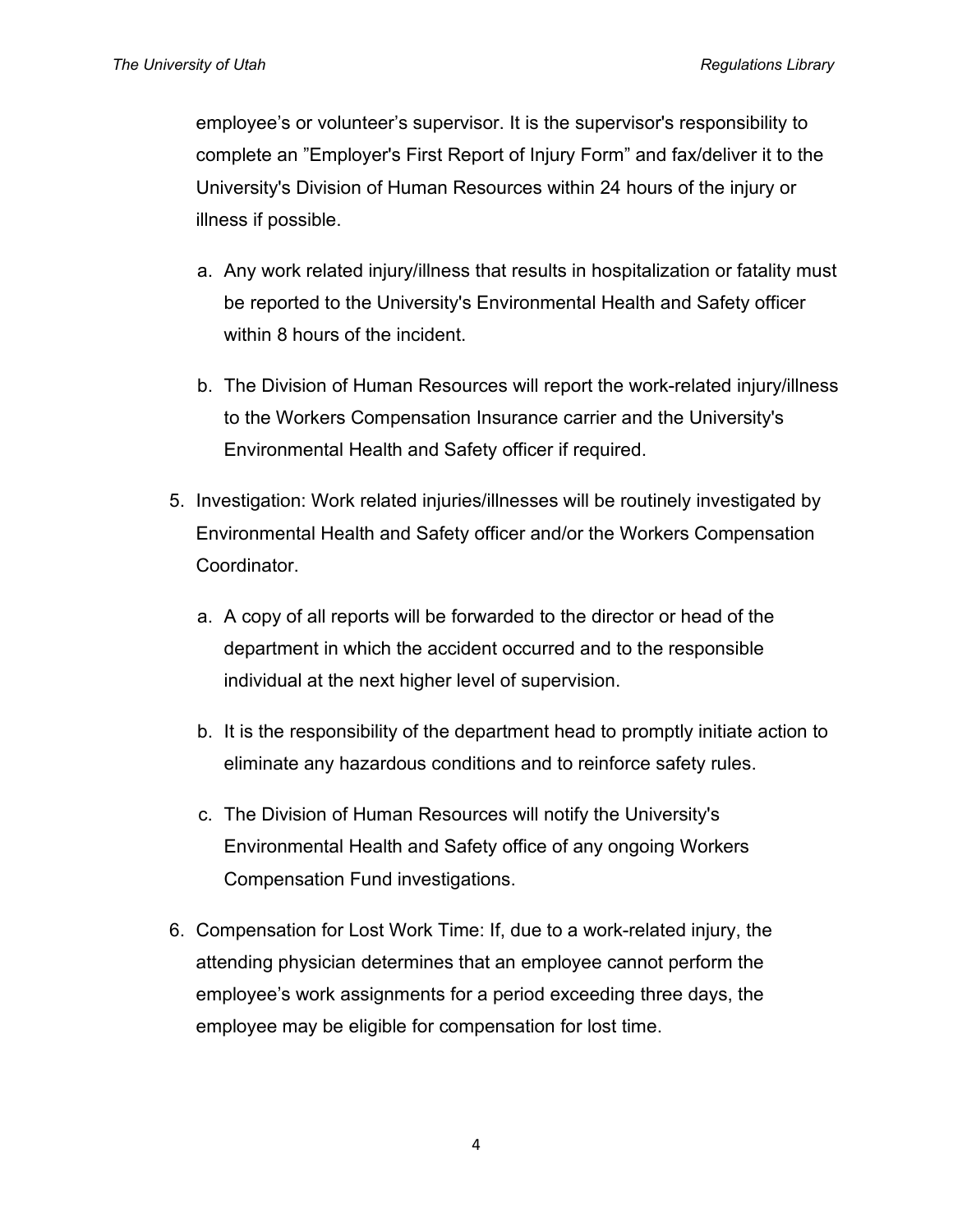employee's or volunteer's supervisor. It is the supervisor's responsibility to complete an "Employer's First Report of Injury Form" and fax/deliver it to the University's Division of Human Resources within 24 hours of the injury or illness if possible.

a. Any work related injury/illness that results in hospitalization or fatality must be reported to the University's Environmental Health and Safety officer within 8 hours of the incident.

b. The Division of Human Resources will report the work-related injury/illness to the Workers Compensation Insurance carrier and the University's Environmental Health and Safety officer if required.

5. Investigation: Work related injuries/illnesses will be routinely investigated by Environmental Health and Safety officer and/or the Workers Compensation Coordinator.

   a. A copy of all reports will be forwarded to the director or head of the department in which the accident occurred and to the responsible individual at the next higher level of supervision.

   b. It is the responsibility of the department head to promptly initiate action to eliminate any hazardous conditions and to reinforce safety rules.

   c. The Division of Human Resources will notify the University's Environmental Health and Safety office of any ongoing Workers Compensation Fund investigations.

6. Compensation for Lost Work Time: If, due to a work-related injury, the attending physician determines that an employee cannot perform the employee's work assignments for a period exceeding three days, the employee may be eligible for compensation for lost time.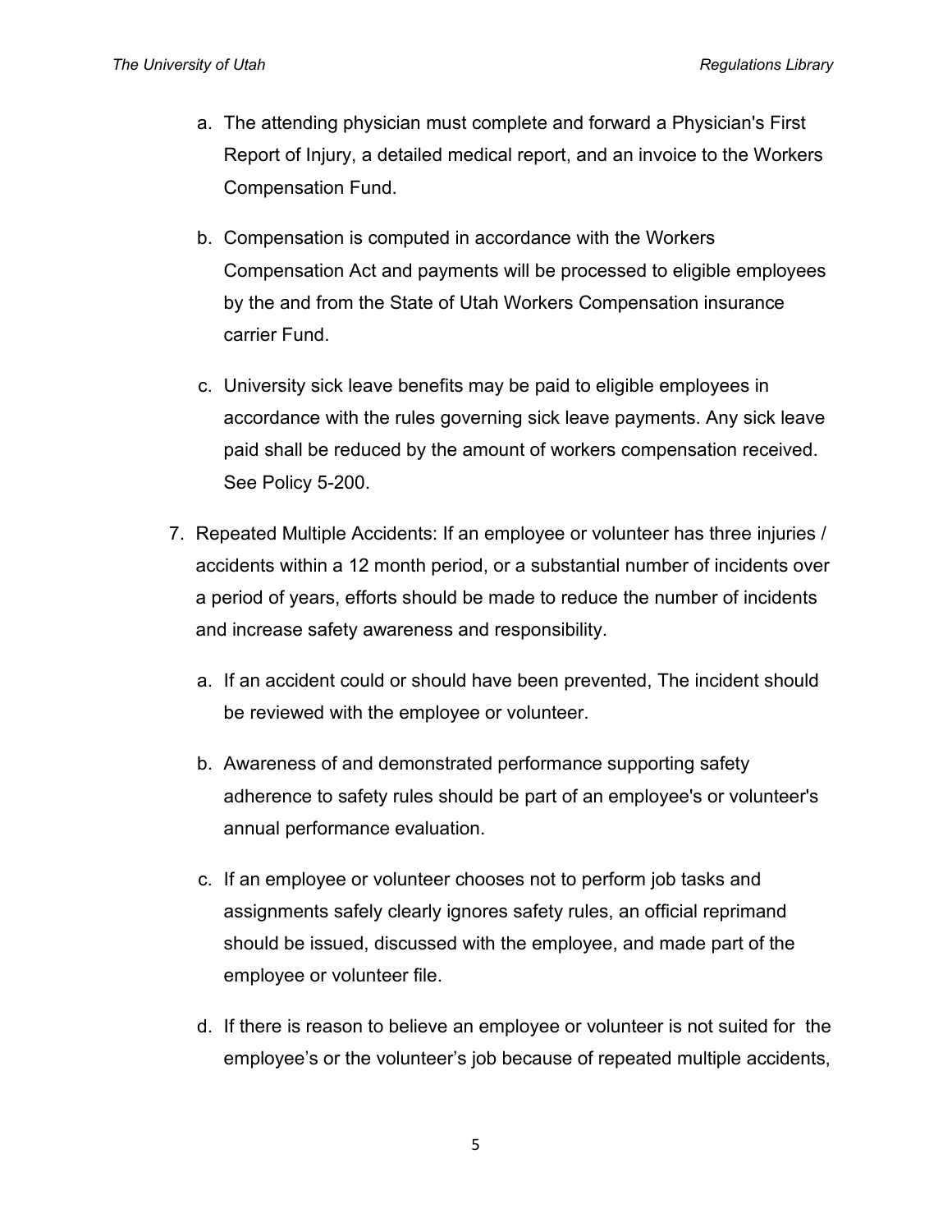a. The attending physician must complete and forward a Physician's First Report of Injury, a detailed medical report, and an invoice to the Workers Compensation Fund.

b. Compensation is computed in accordance with the Workers Compensation Act and payments will be processed to eligible employees by the and from the State of Utah Workers Compensation insurance carrier Fund.

c. University sick leave benefits may be paid to eligible employees in accordance with the rules governing sick leave payments. Any sick leave paid shall be reduced by the amount of workers compensation received. See Policy 5-200.

7. Repeated Multiple Accidents: If an employee or volunteer has three injuries / accidents within a 12 month period, or a substantial number of incidents over a period of years, efforts should be made to reduce the number of incidents and increase safety awareness and responsibility.

   a. If an accident could or should have been prevented, The incident should be reviewed with the employee or volunteer.

   b. Awareness of and demonstrated performance supporting safety adherence to safety rules should be part of an employee's or volunteer's annual performance evaluation.

   c. If an employee or volunteer chooses not to perform job tasks and assignments safely clearly ignores safety rules, an official reprimand should be issued, discussed with the employee, and made part of the employee or volunteer file.

   d. If there is reason to believe an employee or volunteer is not suited for the employee's or the volunteer's job because of repeated multiple accidents,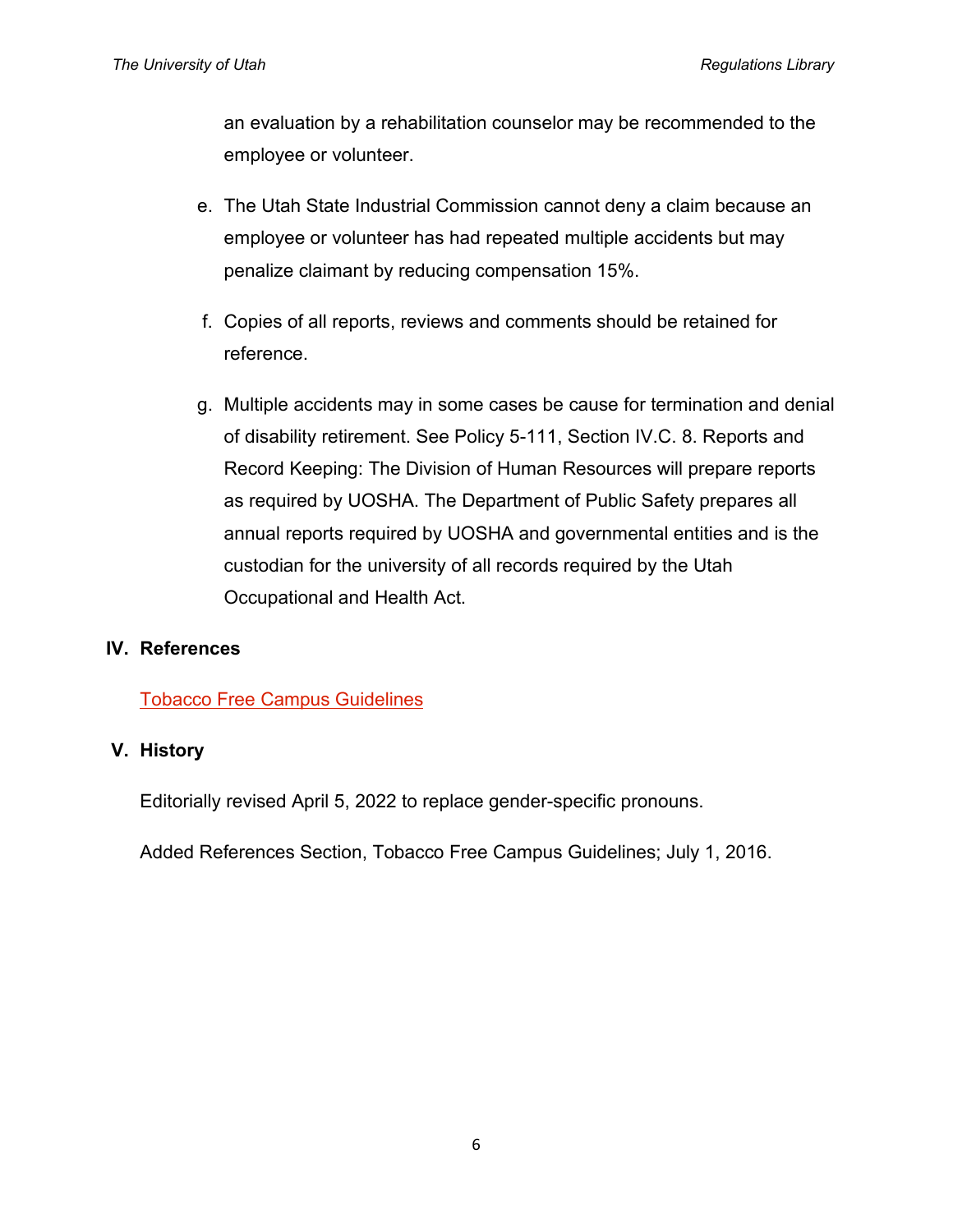an evaluation by a rehabilitation counselor may be recommended to the employee or volunteer.

e. The Utah State Industrial Commission cannot deny a claim because an employee or volunteer has had repeated multiple accidents but may penalize claimant by reducing compensation 15%.

f. Copies of all reports, reviews and comments should be retained for reference.

g. Multiple accidents may in some cases be cause for termination and denial of disability retirement. See Policy 5-111, Section IV.C. 8. Reports and Record Keeping: The Division of Human Resources will prepare reports as required by UOSHA. The Department of Public Safety prepares all annual reports required by UOSHA and governmental entities and is the custodian for the university of all records required by the Utah Occupational and Health Act.

## IV. References

Tobacco Free Campus Guidelines

## V. History

Editorially revised April 5, 2022 to replace gender-specific pronouns.

Added References Section, Tobacco Free Campus Guidelines; July 1, 2016.